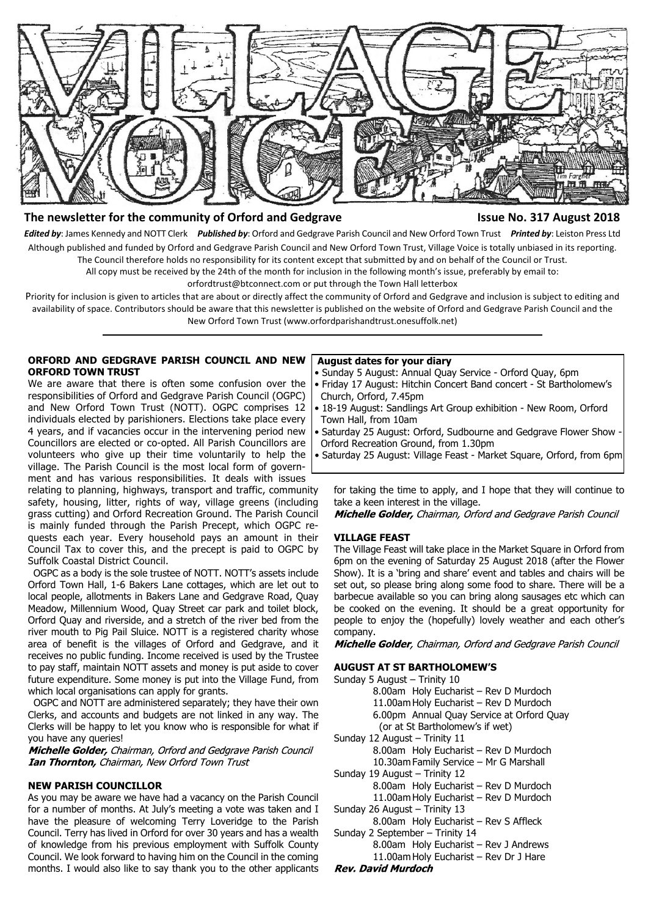# VILLAGE VOICE

**The newsletter for the community of Orford and Gedgrave** **Issue No. 317 August 2018**

***Edited by***: James Kennedy and NOTT Clerk ***Published by***: Orford and Gedgrave Parish Council and New Orford Town Trust ***Printed by***: Leiston Press Ltd

Although published and funded by Orford and Gedgrave Parish Council and New Orford Town Trust, Village Voice is totally unbiased in its reporting. The Council therefore holds no responsibility for its content except that submitted by and on behalf of the Council or Trust.

All copy must be received by the 24th of the month for inclusion in the following month's issue, preferably by email to: orfordtrust@btconnect.com or put through the Town Hall letterbox

Priority for inclusion is given to articles that are about or directly affect the community of Orford and Gedgrave and inclusion is subject to editing and availability of space. Contributors should be aware that this newsletter is published on the website of Orford and Gedgrave Parish Council and the New Orford Town Trust (www.orfordparishandtrust.onesuffolk.net)

---

### ORFORD AND GEDGRAVE PARISH COUNCIL AND NEW ORFORD TOWN TRUST

We are aware that there is often some confusion over the responsibilities of Orford and Gedgrave Parish Council (OGPC) and New Orford Town Trust (NOTT). OGPC comprises 12 individuals elected by parishioners. Elections take place every 4 years, and if vacancies occur in the intervening period new Councillors are elected or co-opted. All Parish Councillors are volunteers who give up their time voluntarily to help the village. The Parish Council is the most local form of government and has various responsibilities. It deals with issues relating to planning, highways, transport and traffic, community safety, housing, litter, rights of way, village greens (including grass cutting) and Orford Recreation Ground. The Parish Council is mainly funded through the Parish Precept, which OGPC requests each year. Every household pays an amount in their Council Tax to cover this, and the precept is paid to OGPC by Suffolk Coastal District Council.

OGPC as a body is the sole trustee of NOTT. NOTT's assets include Orford Town Hall, 1-6 Bakers Lane cottages, which are let out to local people, allotments in Bakers Lane and Gedgrave Road, Quay Meadow, Millennium Wood, Quay Street car park and toilet block, Orford Quay and riverside, and a stretch of the river bed from the river mouth to Pig Pail Sluice. NOTT is a registered charity whose area of benefit is the villages of Orford and Gedgrave, and it receives no public funding. Income received is used by the Trustee to pay staff, maintain NOTT assets and money is put aside to cover future expenditure. Some money is put into the Village Fund, from which local organisations can apply for grants.

OGPC and NOTT are administered separately; they have their own Clerks, and accounts and budgets are not linked in any way. The Clerks will be happy to let you know who is responsible for what if you have any queries!

***Michelle Golder,*** *Chairman, Orford and Gedgrave Parish Council*
***Ian Thornton,*** *Chairman, New Orford Town Trust*

### NEW PARISH COUNCILLOR

As you may be aware we have had a vacancy on the Parish Council for a number of months. At July's meeting a vote was taken and I have the pleasure of welcoming Terry Loveridge to the Parish Council. Terry has lived in Orford for over 30 years and has a wealth of knowledge from his previous employment with Suffolk County Council. We look forward to having him on the Council in the coming months. I would also like to say thank you to the other applicants for taking the time to apply, and I hope that they will continue to take a keen interest in the village.

***Michelle Golder,*** *Chairman, Orford and Gedgrave Parish Council*

**August dates for your diary**

- Sunday 5 August: Annual Quay Service - Orford Quay, 6pm
- Friday 17 August: Hitchin Concert Band concert - St Bartholomew's Church, Orford, 7.45pm
- 18-19 August: Sandlings Art Group exhibition - New Room, Orford Town Hall, from 10am
- Saturday 25 August: Orford, Sudbourne and Gedgrave Flower Show - Orford Recreation Ground, from 1.30pm
- Saturday 25 August: Village Feast - Market Square, Orford, from 6pm

### VILLAGE FEAST

The Village Feast will take place in the Market Square in Orford from 6pm on the evening of Saturday 25 August 2018 (after the Flower Show). It is a 'bring and share' event and tables and chairs will be set out, so please bring along some food to share. There will be a barbecue available so you can bring along sausages etc which can be cooked on the evening. It should be a great opportunity for people to enjoy the (hopefully) lovely weather and each other's company.

***Michelle Golder****, Chairman, Orford and Gedgrave Parish Council*

### AUGUST AT ST BARTHOLOMEW'S

Sunday 5 August – Trinity 10
- 8.00am Holy Eucharist – Rev D Murdoch
- 11.00am Holy Eucharist – Rev D Murdoch
- 6.00pm Annual Quay Service at Orford Quay (or at St Bartholomew's if wet)

Sunday 12 August – Trinity 11
- 8.00am Holy Eucharist – Rev D Murdoch
- 10.30am Family Service – Mr G Marshall

Sunday 19 August – Trinity 12
- 8.00am Holy Eucharist – Rev D Murdoch
- 11.00am Holy Eucharist – Rev D Murdoch

Sunday 26 August – Trinity 13
- 8.00am Holy Eucharist – Rev S Affleck

Sunday 2 September – Trinity 14
- 8.00am Holy Eucharist – Rev J Andrews
- 11.00am Holy Eucharist – Rev Dr J Hare

***Rev. David Murdoch***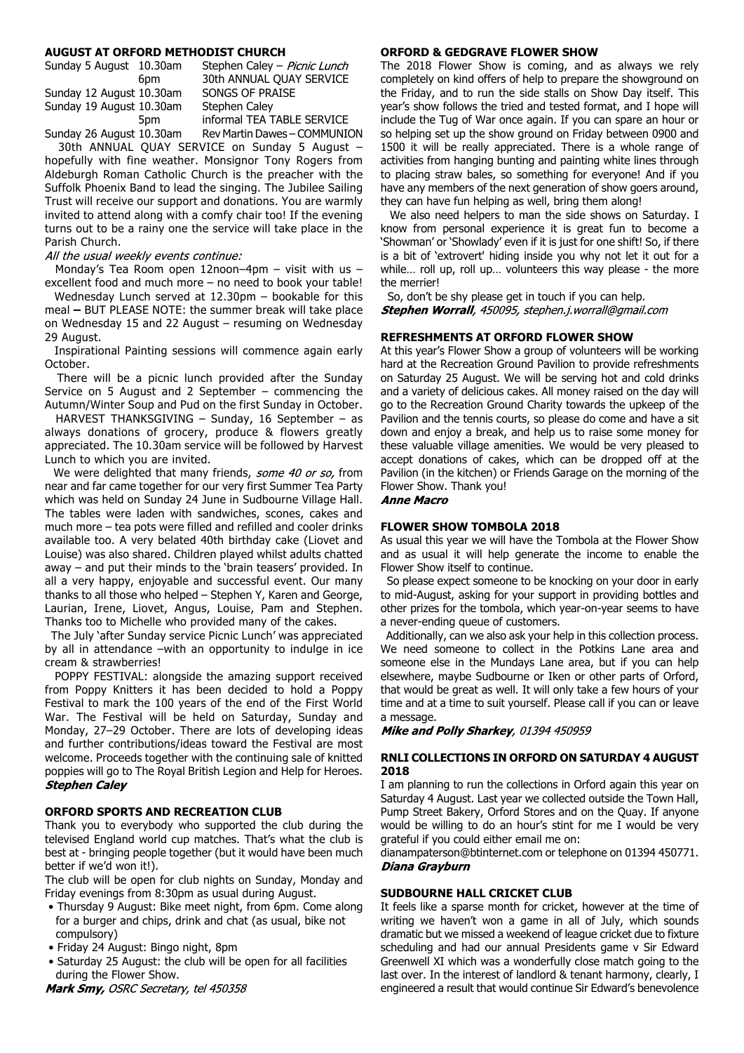## AUGUST AT ORFORD METHODIST CHURCH

| | | |
|---|---|---|
| Sunday 5 August | 10.30am | Stephen Caley – *Picnic Lunch* |
| | 6pm | 30th ANNUAL QUAY SERVICE |
| Sunday 12 August | 10.30am | SONGS OF PRAISE |
| Sunday 19 August | 10.30am | Stephen Caley |
| | 5pm | informal TEA TABLE SERVICE |
| Sunday 26 August | 10.30am | Rev Martin Dawes – COMMUNION |

30th ANNUAL QUAY SERVICE on Sunday 5 August – hopefully with fine weather. Monsignor Tony Rogers from Aldeburgh Roman Catholic Church is the preacher with the Suffolk Phoenix Band to lead the singing. The Jubilee Sailing Trust will receive our support and donations. You are warmly invited to attend along with a comfy chair too! If the evening turns out to be a rainy one the service will take place in the Parish Church.

*All the usual weekly events continue:*

Monday's Tea Room open 12noon–4pm – visit with us – excellent food and much more – no need to book your table!

Wednesday Lunch served at 12.30pm – bookable for this meal **–** BUT PLEASE NOTE: the summer break will take place on Wednesday 15 and 22 August – resuming on Wednesday 29 August.

Inspirational Painting sessions will commence again early October.

There will be a picnic lunch provided after the Sunday Service on 5 August and 2 September – commencing the Autumn/Winter Soup and Pud on the first Sunday in October.

HARVEST THANKSGIVING – Sunday, 16 September – as always donations of grocery, produce & flowers greatly appreciated. The 10.30am service will be followed by Harvest Lunch to which you are invited.

We were delighted that many friends, *some 40 or so,* from near and far came together for our very first Summer Tea Party which was held on Sunday 24 June in Sudbourne Village Hall. The tables were laden with sandwiches, scones, cakes and much more – tea pots were filled and refilled and cooler drinks available too. A very belated 40th birthday cake (Liovet and Louise) was also shared. Children played whilst adults chatted away – and put their minds to the 'brain teasers' provided. In all a very happy, enjoyable and successful event. Our many thanks to all those who helped – Stephen Y, Karen and George, Laurian, Irene, Liovet, Angus, Louise, Pam and Stephen. Thanks too to Michelle who provided many of the cakes.

The July 'after Sunday service Picnic Lunch' was appreciated by all in attendance –with an opportunity to indulge in ice cream & strawberries!

POPPY FESTIVAL: alongside the amazing support received from Poppy Knitters it has been decided to hold a Poppy Festival to mark the 100 years of the end of the First World War. The Festival will be held on Saturday, Sunday and Monday, 27–29 October. There are lots of developing ideas and further contributions/ideas toward the Festival are most welcome. Proceeds together with the continuing sale of knitted poppies will go to The Royal British Legion and Help for Heroes.
***Stephen Caley***

## ORFORD SPORTS AND RECREATION CLUB

Thank you to everybody who supported the club during the televised England world cup matches. That's what the club is best at - bringing people together (but it would have been much better if we'd won it!).

The club will be open for club nights on Sunday, Monday and Friday evenings from 8:30pm as usual during August.

- Thursday 9 August: Bike meet night, from 6pm. Come along for a burger and chips, drink and chat (as usual, bike not compulsory)
- Friday 24 August: Bingo night, 8pm
- Saturday 25 August: the club will be open for all facilities during the Flower Show.

***Mark Smy,*** *OSRC Secretary, tel 450358*

## ORFORD & GEDGRAVE FLOWER SHOW

The 2018 Flower Show is coming, and as always we rely completely on kind offers of help to prepare the showground on the Friday, and to run the side stalls on Show Day itself. This year's show follows the tried and tested format, and I hope will include the Tug of War once again. If you can spare an hour or so helping set up the show ground on Friday between 0900 and 1500 it will be really appreciated. There is a whole range of activities from hanging bunting and painting white lines through to placing straw bales, so something for everyone! And if you have any members of the next generation of show goers around, they can have fun helping as well, bring them along!

We also need helpers to man the side shows on Saturday. I know from personal experience it is great fun to become a 'Showman' or 'Showlady' even if it is just for one shift! So, if there is a bit of 'extrovert' hiding inside you why not let it out for a while… roll up, roll up… volunteers this way please - the more the merrier!

So, don't be shy please get in touch if you can help.
***Stephen Worrall****, 450095, stephen.j.worrall@gmail.com*

## REFRESHMENTS AT ORFORD FLOWER SHOW

At this year's Flower Show a group of volunteers will be working hard at the Recreation Ground Pavilion to provide refreshments on Saturday 25 August. We will be serving hot and cold drinks and a variety of delicious cakes. All money raised on the day will go to the Recreation Ground Charity towards the upkeep of the Pavilion and the tennis courts, so please do come and have a sit down and enjoy a break, and help us to raise some money for these valuable village amenities. We would be very pleased to accept donations of cakes, which can be dropped off at the Pavilion (in the kitchen) or Friends Garage on the morning of the Flower Show. Thank you!
***Anne Macro***

## FLOWER SHOW TOMBOLA 2018

As usual this year we will have the Tombola at the Flower Show and as usual it will help generate the income to enable the Flower Show itself to continue.

So please expect someone to be knocking on your door in early to mid-August, asking for your support in providing bottles and other prizes for the tombola, which year-on-year seems to have a never-ending queue of customers.

Additionally, can we also ask your help in this collection process. We need someone to collect in the Potkins Lane area and someone else in the Mundays Lane area, but if you can help elsewhere, maybe Sudbourne or Iken or other parts of Orford, that would be great as well. It will only take a few hours of your time and at a time to suit yourself. Please call if you can or leave a message.
***Mike and Polly Sharkey****, 01394 450959*

## RNLI COLLECTIONS IN ORFORD ON SATURDAY 4 AUGUST 2018

I am planning to run the collections in Orford again this year on Saturday 4 August. Last year we collected outside the Town Hall, Pump Street Bakery, Orford Stores and on the Quay. If anyone would be willing to do an hour's stint for me I would be very grateful if you could either email me on:
dianampaterson@btinternet.com or telephone on 01394 450771.
***Diana Grayburn***

## SUDBOURNE HALL CRICKET CLUB

It feels like a sparse month for cricket, however at the time of writing we haven't won a game in all of July, which sounds dramatic but we missed a weekend of league cricket due to fixture scheduling and had our annual Presidents game v Sir Edward Greenwell XI which was a wonderfully close match going to the last over. In the interest of landlord & tenant harmony, clearly, I engineered a result that would continue Sir Edward's benevolence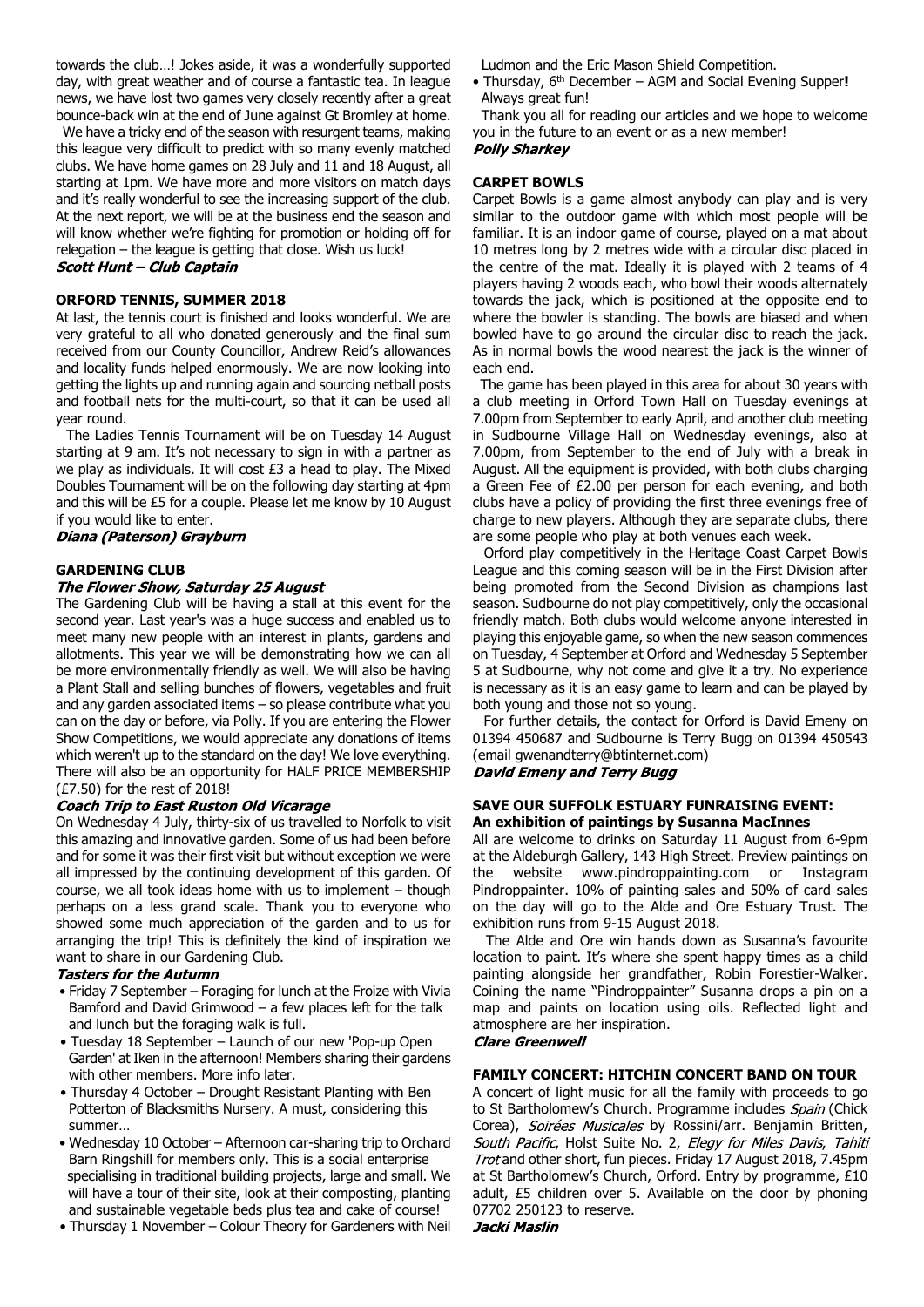towards the club…! Jokes aside, it was a wonderfully supported day, with great weather and of course a fantastic tea. In league news, we have lost two games very closely recently after a great bounce-back win at the end of June against Gt Bromley at home.

We have a tricky end of the season with resurgent teams, making this league very difficult to predict with so many evenly matched clubs. We have home games on 28 July and 11 and 18 August, all starting at 1pm. We have more and more visitors on match days and it's really wonderful to see the increasing support of the club. At the next report, we will be at the business end the season and will know whether we're fighting for promotion or holding off for relegation – the league is getting that close. Wish us luck!

***Scott Hunt – Club Captain***

## ORFORD TENNIS, SUMMER 2018

At last, the tennis court is finished and looks wonderful. We are very grateful to all who donated generously and the final sum received from our County Councillor, Andrew Reid's allowances and locality funds helped enormously. We are now looking into getting the lights up and running again and sourcing netball posts and football nets for the multi-court, so that it can be used all year round.

The Ladies Tennis Tournament will be on Tuesday 14 August starting at 9 am. It's not necessary to sign in with a partner as we play as individuals. It will cost £3 a head to play. The Mixed Doubles Tournament will be on the following day starting at 4pm and this will be £5 for a couple. Please let me know by 10 August if you would like to enter.

***Diana (Paterson) Grayburn***

## GARDENING CLUB

### *The Flower Show, Saturday 25 August*

The Gardening Club will be having a stall at this event for the second year. Last year's was a huge success and enabled us to meet many new people with an interest in plants, gardens and allotments. This year we will be demonstrating how we can all be more environmentally friendly as well. We will also be having a Plant Stall and selling bunches of flowers, vegetables and fruit and any garden associated items – so please contribute what you can on the day or before, via Polly. If you are entering the Flower Show Competitions, we would appreciate any donations of items which weren't up to the standard on the day! We love everything. There will also be an opportunity for HALF PRICE MEMBERSHIP (£7.50) for the rest of 2018!

### *Coach Trip to East Ruston Old Vicarage*

On Wednesday 4 July, thirty-six of us travelled to Norfolk to visit this amazing and innovative garden. Some of us had been before and for some it was their first visit but without exception we were all impressed by the continuing development of this garden. Of course, we all took ideas home with us to implement – though perhaps on a less grand scale. Thank you to everyone who showed some much appreciation of the garden and to us for arranging the trip! This is definitely the kind of inspiration we want to share in our Gardening Club.

### *Tasters for the Autumn*

- Friday 7 September – Foraging for lunch at the Froize with Vivia Bamford and David Grimwood – a few places left for the talk and lunch but the foraging walk is full.
- Tuesday 18 September – Launch of our new 'Pop-up Open Garden' at Iken in the afternoon! Members sharing their gardens with other members. More info later.
- Thursday 4 October – Drought Resistant Planting with Ben Potterton of Blacksmiths Nursery. A must, considering this summer…
- Wednesday 10 October – Afternoon car-sharing trip to Orchard Barn Ringshill for members only. This is a social enterprise specialising in traditional building projects, large and small. We will have a tour of their site, look at their composting, planting and sustainable vegetable beds plus tea and cake of course!
- Thursday 1 November – Colour Theory for Gardeners with Neil Ludmon and the Eric Mason Shield Competition.
- Thursday, 6th December – AGM and Social Evening Supper**!** Always great fun!

Thank you all for reading our articles and we hope to welcome you in the future to an event or as a new member!

***Polly Sharkey***

## CARPET BOWLS

Carpet Bowls is a game almost anybody can play and is very similar to the outdoor game with which most people will be familiar. It is an indoor game of course, played on a mat about 10 metres long by 2 metres wide with a circular disc placed in the centre of the mat. Ideally it is played with 2 teams of 4 players having 2 woods each, who bowl their woods alternately towards the jack, which is positioned at the opposite end to where the bowler is standing. The bowls are biased and when bowled have to go around the circular disc to reach the jack. As in normal bowls the wood nearest the jack is the winner of each end.

The game has been played in this area for about 30 years with a club meeting in Orford Town Hall on Tuesday evenings at 7.00pm from September to early April, and another club meeting in Sudbourne Village Hall on Wednesday evenings, also at 7.00pm, from September to the end of July with a break in August. All the equipment is provided, with both clubs charging a Green Fee of £2.00 per person for each evening, and both clubs have a policy of providing the first three evenings free of charge to new players. Although they are separate clubs, there are some people who play at both venues each week.

Orford play competitively in the Heritage Coast Carpet Bowls League and this coming season will be in the First Division after being promoted from the Second Division as champions last season. Sudbourne do not play competitively, only the occasional friendly match. Both clubs would welcome anyone interested in playing this enjoyable game, so when the new season commences on Tuesday, 4 September at Orford and Wednesday 5 September 5 at Sudbourne, why not come and give it a try. No experience is necessary as it is an easy game to learn and can be played by both young and those not so young.

For further details, the contact for Orford is David Emeny on 01394 450687 and Sudbourne is Terry Bugg on 01394 450543 (email gwenandterry@btinternet.com)

***David Emeny and Terry Bugg***

## SAVE OUR SUFFOLK ESTUARY FUNRAISING EVENT: An exhibition of paintings by Susanna MacInnes

All are welcome to drinks on Saturday 11 August from 6-9pm at the Aldeburgh Gallery, 143 High Street. Preview paintings on the website www.pindroppainting.com or Instagram Pindroppainter. 10% of painting sales and 50% of card sales on the day will go to the Alde and Ore Estuary Trust. The exhibition runs from 9-15 August 2018.

The Alde and Ore win hands down as Susanna's favourite location to paint. It's where she spent happy times as a child painting alongside her grandfather, Robin Forestier-Walker. Coining the name "Pindroppainter" Susanna drops a pin on a map and paints on location using oils. Reflected light and atmosphere are her inspiration.

***Clare Greenwell***

## FAMILY CONCERT: HITCHIN CONCERT BAND ON TOUR

A concert of light music for all the family with proceeds to go to St Bartholomew's Church. Programme includes *Spain* (Chick Corea), *Soirées Musicales* by Rossini/arr. Benjamin Britten, *South Pacific*, Holst Suite No. 2, *Elegy for Miles Davis*, *Tahiti Trot* and other short, fun pieces. Friday 17 August 2018, 7.45pm at St Bartholomew's Church, Orford. Entry by programme, £10 adult, £5 children over 5. Available on the door by phoning 07702 250123 to reserve.

***Jacki Maslin***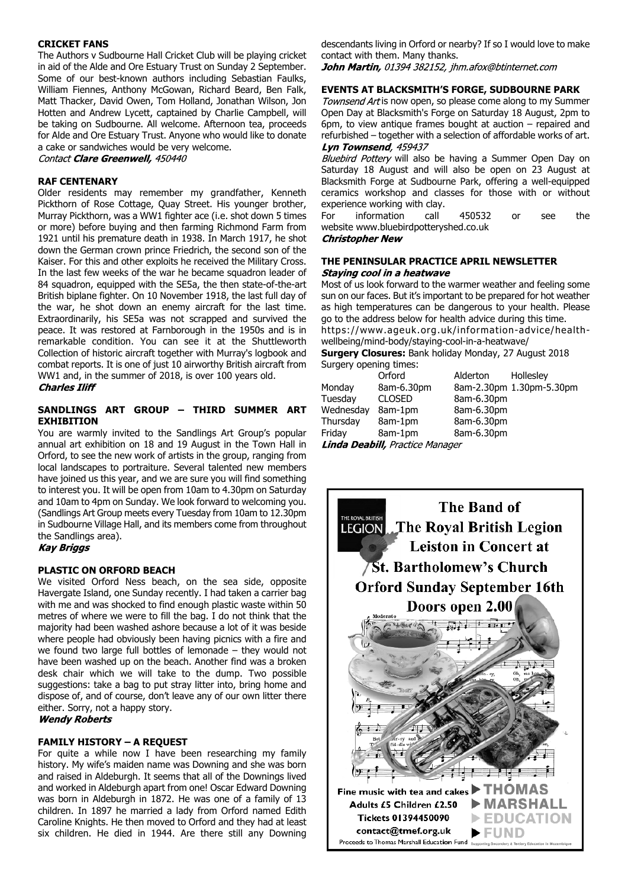**CRICKET FANS**

The Authors v Sudbourne Hall Cricket Club will be playing cricket in aid of the Alde and Ore Estuary Trust on Sunday 2 September. Some of our best-known authors including Sebastian Faulks, William Fiennes, Anthony McGowan, Richard Beard, Ben Falk, Matt Thacker, David Owen, Tom Holland, Jonathan Wilson, Jon Hotten and Andrew Lycett, captained by Charlie Campbell, will be taking on Sudbourne. All welcome. Afternoon tea, proceeds for Alde and Ore Estuary Trust. Anyone who would like to donate a cake or sandwiches would be very welcome.

*Contact **Clare Greenwell,** 450440*

**RAF CENTENARY**

Older residents may remember my grandfather, Kenneth Pickthorn of Rose Cottage, Quay Street. His younger brother, Murray Pickthorn, was a WW1 fighter ace (i.e. shot down 5 times or more) before buying and then farming Richmond Farm from 1921 until his premature death in 1938. In March 1917, he shot down the German crown prince Friedrich, the second son of the Kaiser. For this and other exploits he received the Military Cross. In the last few weeks of the war he became squadron leader of 84 squadron, equipped with the SE5a, the then state-of-the-art British biplane fighter. On 10 November 1918, the last full day of the war, he shot down an enemy aircraft for the last time. Extraordinarily, his SE5a was not scrapped and survived the peace. It was restored at Farnborough in the 1950s and is in remarkable condition. You can see it at the Shuttleworth Collection of historic aircraft together with Murray's logbook and combat reports. It is one of just 10 airworthy British aircraft from WW1 and, in the summer of 2018, is over 100 years old.

***Charles Iliff***

**SANDLINGS ART GROUP – THIRD SUMMER ART EXHIBITION**

You are warmly invited to the Sandlings Art Group's popular annual art exhibition on 18 and 19 August in the Town Hall in Orford, to see the new work of artists in the group, ranging from local landscapes to portraiture. Several talented new members have joined us this year, and we are sure you will find something to interest you. It will be open from 10am to 4.30pm on Saturday and 10am to 4pm on Sunday. We look forward to welcoming you. (Sandlings Art Group meets every Tuesday from 10am to 12.30pm in Sudbourne Village Hall, and its members come from throughout the Sandlings area).

***Kay Briggs***

**PLASTIC ON ORFORD BEACH**

We visited Orford Ness beach, on the sea side, opposite Havergate Island, one Sunday recently. I had taken a carrier bag with me and was shocked to find enough plastic waste within 50 metres of where we were to fill the bag. I do not think that the majority had been washed ashore because a lot of it was beside where people had obviously been having picnics with a fire and we found two large full bottles of lemonade – they would not have been washed up on the beach. Another find was a broken desk chair which we will take to the dump. Two possible suggestions: take a bag to put stray litter into, bring home and dispose of, and of course, don't leave any of our own litter there either. Sorry, not a happy story.

***Wendy Roberts***

**FAMILY HISTORY – A REQUEST**

For quite a while now I have been researching my family history. My wife's maiden name was Downing and she was born and raised in Aldeburgh. It seems that all of the Downings lived and worked in Aldeburgh apart from one! Oscar Edward Downing was born in Aldeburgh in 1872. He was one of a family of 13 children. In 1897 he married a lady from Orford named Edith Caroline Knights. He then moved to Orford and they had at least six children. He died in 1944. Are there still any Downing descendants living in Orford or nearby? If so I would love to make contact with them. Many thanks.

***John Martin,** 01394 382152, jhm.afox@btinternet.com*

**EVENTS AT BLACKSMITH'S FORGE, SUDBOURNE PARK**

*Townsend Art* is now open, so please come along to my Summer Open Day at Blacksmith's Forge on Saturday 18 August, 2pm to 6pm, to view antique frames bought at auction – repaired and refurbished – together with a selection of affordable works of art.

***Lyn Townsend**, 459437*

*Bluebird Pottery* will also be having a Summer Open Day on Saturday 18 August and will also be open on 23 August at Blacksmith Forge at Sudbourne Park, offering a well-equipped ceramics workshop and classes for those with or without experience working with clay.

For information call 450532 or see the website www.bluebirdpotteryshed.co.uk

***Christopher New***

**THE PENINSULAR PRACTICE APRIL NEWSLETTER**

***Staying cool in a heatwave***

Most of us look forward to the warmer weather and feeling some sun on our faces. But it's important to be prepared for hot weather as high temperatures can be dangerous to your health. Please go to the address below for health advice during this time.

https://www.ageuk.org.uk/information-advice/health-wellbeing/mind-body/staying-cool-in-a-heatwave/

**Surgery Closures:** Bank holiday Monday, 27 August 2018

Surgery opening times:

| | Orford | Alderton | Hollesley |
|---|---|---|---|
| Monday | 8am-6.30pm | 8am-2.30pm | 1.30pm-5.30pm |
| Tuesday | CLOSED | 8am-6.30pm | |
| Wednesday | 8am-1pm | 8am-6.30pm | |
| Thursday | 8am-1pm | 8am-6.30pm | |
| Friday | 8am-1pm | 8am-6.30pm | |

***Linda Deabill,** Practice Manager*

**The Band of The Royal British Legion Leiston in Concert at St. Bartholomew's Church Orford Sunday September 16th**

**Doors open 2.00**

Fine music with tea and cakes

Adults £5 Children £2.50

Tickets 01394450090

contact@tmef.org.uk

Proceeds to Thomas Marshall Education Fund

THOMAS MARSHALL EDUCATION FUND